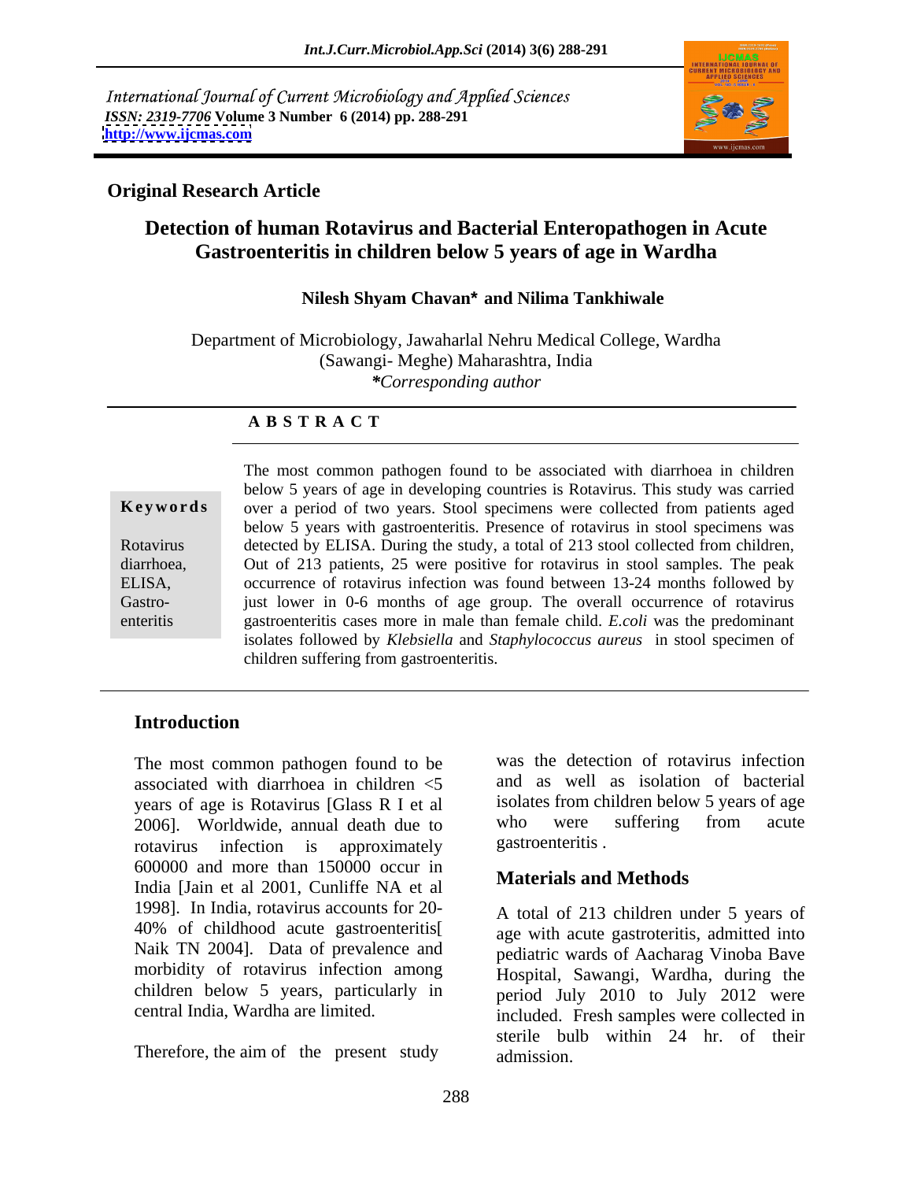International Journal of Current Microbiology and Applied Sciences
*ISSN: 2319-7706* **Volume 3 Number 6 (2014) pp. 288-291**
**http://www.ijcmas.com**

**Original Research Article**

# Detection of human Rotavirus and Bacterial Enteropathogen in Acute Gastroenteritis in children below 5 years of age in Wardha

**Nilesh Shyam Chavan\* and Nilima Tankhiwale**

Department of Microbiology, Jawaharlal Nehru Medical College, Wardha (Sawangi- Meghe) Maharashtra, India
*\*Corresponding author*

## A B S T R A C T

**Keywords**

Rotavirus diarrhoea, ELISA, Gastro-enteritis

The most common pathogen found to be associated with diarrhoea in children below 5 years of age in developing countries is Rotavirus. This study was carried over a period of two years. Stool specimens were collected from patients aged below 5 years with gastroenteritis. Presence of rotavirus in stool specimens was detected by ELISA. During the study, a total of 213 stool collected from children, Out of 213 patients, 25 were positive for rotavirus in stool samples. The peak occurrence of rotavirus infection was found between 13-24 months followed by just lower in 0-6 months of age group. The overall occurrence of rotavirus gastroenteritis cases more in male than female child. *E.coli* was the predominant isolates followed by *Klebsiella* and *Staphylococcus aureus* in stool specimen of children suffering from gastroenteritis.

## Introduction

The most common pathogen found to be associated with diarrhoea in children <5 years of age is Rotavirus [Glass R I et al 2006]. Worldwide, annual death due to rotavirus infection is approximately 600000 and more than 150000 occur in India [Jain et al 2001, Cunliffe NA et al 1998]. In India, rotavirus accounts for 20-40% of childhood acute gastroenteritis[ Naik TN 2004]. Data of prevalence and morbidity of rotavirus infection among children below 5 years, particularly in central India, Wardha are limited.

Therefore, the aim of the present study was the detection of rotavirus infection and as well as isolation of bacterial isolates from children below 5 years of age who were suffering from acute gastroenteritis .

## Materials and Methods

A total of 213 children under 5 years of age with acute gastroteritis, admitted into pediatric wards of Aacharag Vinoba Bave Hospital, Sawangi, Wardha, during the period July 2010 to July 2012 were included. Fresh samples were collected in sterile bulb within 24 hr. of their admission.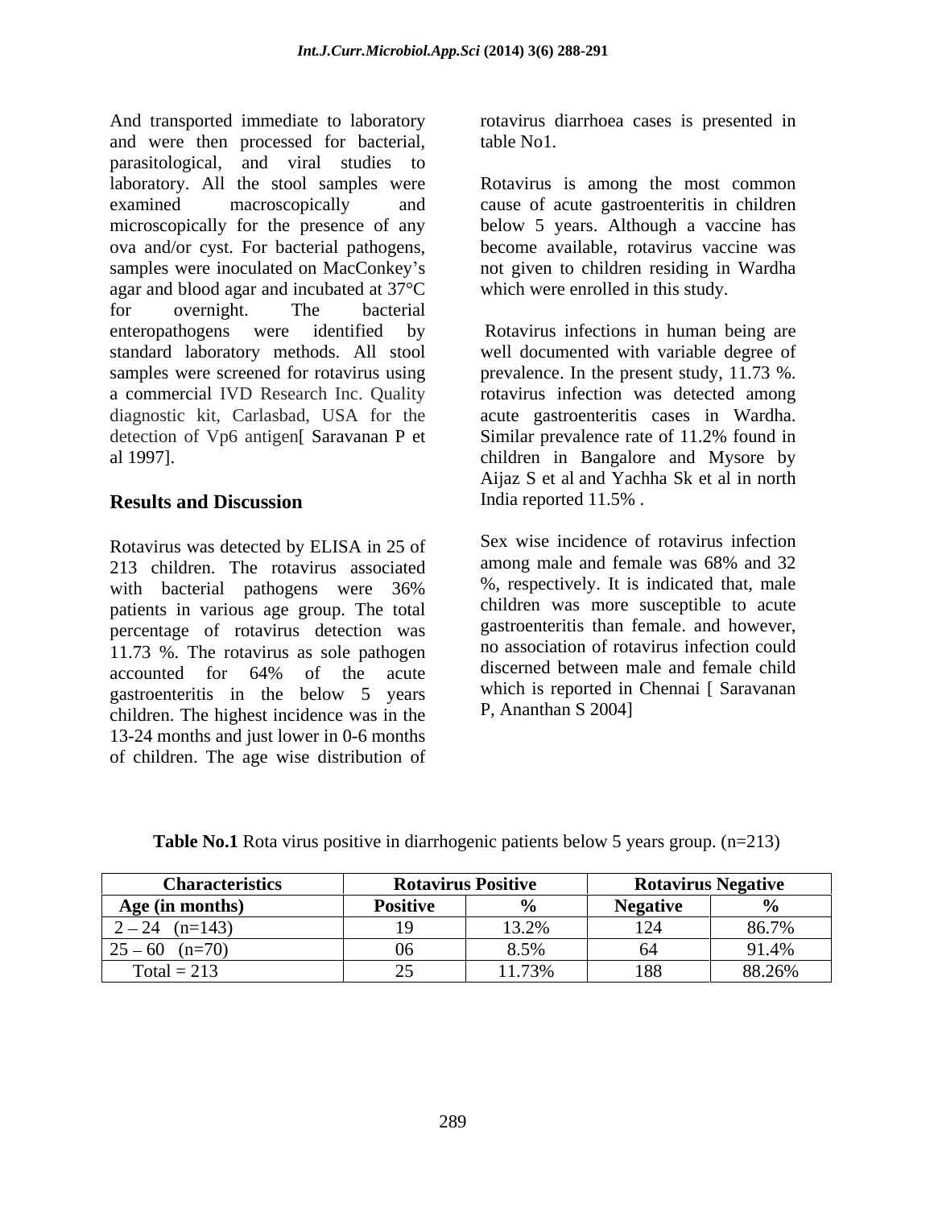And transported immediate to laboratory and were then processed for bacterial, parasitological, and viral studies to laboratory. All the stool samples were examined macroscopically and microscopically for the presence of any ova and/or cyst. For bacterial pathogens, samples were inoculated on MacConkey's agar and blood agar and incubated at 37°C for overnight. The bacterial enteropathogens were identified by standard laboratory methods. All stool samples were screened for rotavirus using a commercial IVD Research Inc. Quality diagnostic kit, Carlasbad, USA for the detection of Vp6 antigen[ Saravanan P et al 1997].

## Results and Discussion

Rotavirus was detected by ELISA in 25 of 213 children. The rotavirus associated with bacterial pathogens were 36% patients in various age group. The total percentage of rotavirus detection was 11.73 %. The rotavirus as sole pathogen accounted for 64% of the acute gastroenteritis in the below 5 years children. The highest incidence was in the 13-24 months and just lower in 0-6 months of children. The age wise distribution of rotavirus diarrhoea cases is presented in table No1.

Rotavirus is among the most common cause of acute gastroenteritis in children below 5 years. Although a vaccine has become available, rotavirus vaccine was not given to children residing in Wardha which were enrolled in this study.

Rotavirus infections in human being are well documented with variable degree of prevalence. In the present study, 11.73 %. rotavirus infection was detected among acute gastroenteritis cases in Wardha. Similar prevalence rate of 11.2% found in children in Bangalore and Mysore by Aijaz S et al and Yachha Sk et al in north India reported 11.5% .

Sex wise incidence of rotavirus infection among male and female was 68% and 32 %, respectively. It is indicated that, male children was more susceptible to acute gastroenteritis than female. and however, no association of rotavirus infection could discerned between male and female child which is reported in Chennai [ Saravanan P, Ananthan S 2004]

**Table No.1** Rota virus positive in diarrhogenic patients below 5 years group. (n=213)

| Characteristics | Rotavirus Positive | | Rotavirus Negative | |
|---|---|---|---|---|
| Age (in months) | Positive | % | Negative | % |
| 2 – 24 (n=143) | 19 | 13.2% | 124 | 86.7% |
| 25 – 60 (n=70) | 06 | 8.5% | 64 | 91.4% |
| Total = 213 | 25 | 11.73% | 188 | 88.26% |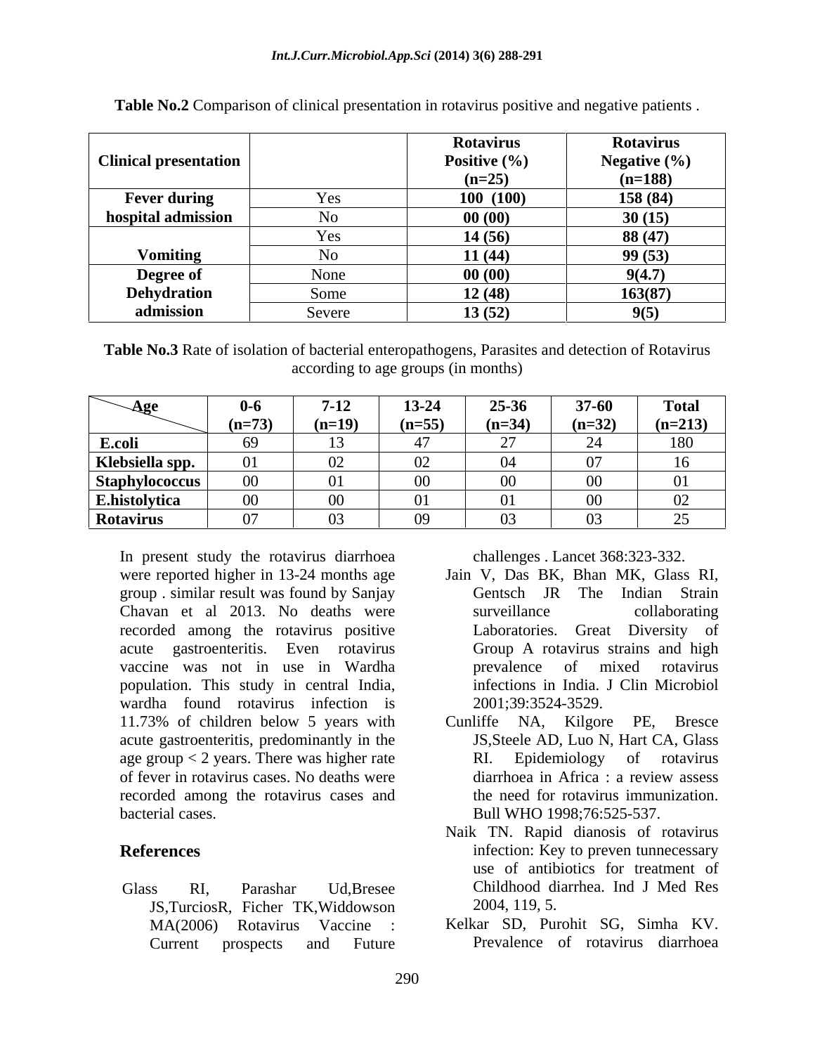**Table No.2** Comparison of clinical presentation in rotavirus positive and negative patients .

| Clinical presentation | | Rotavirus Positive (%) (n=25) | Rotavirus Negative (%) (n=188) |
|---|---|---|---|
| Fever during hospital admission | Yes | **100 (100)** | **158 (84)** |
| | No | **00 (00)** | **30 (15)** |
| Vomiting | Yes | **14 (56)** | **88 (47)** |
| | No | **11 (44)** | **99 (53)** |
| Degree of Dehydration admission | None | **00 (00)** | **9(4.7)** |
| | Some | **12 (48)** | **163(87)** |
| | Severe | **13 (52)** | **9(5)** |

**Table No.3** Rate of isolation of bacterial enteropathogens, Parasites and detection of Rotavirus according to age groups (in months)

| Age | 0-6 (n=73) | 7-12 (n=19) | 13-24 (n=55) | 25-36 (n=34) | 37-60 (n=32) | Total (n=213) |
|---|---|---|---|---|---|---|
| **E.coli** | 69 | 13 | 47 | 27 | 24 | 180 |
| **Klebsiella spp.** | 01 | 02 | 02 | 04 | 07 | 16 |
| **Staphylococcus** | 00 | 01 | 00 | 00 | 00 | 01 |
| **E.histolytica** | 00 | 00 | 01 | 01 | 00 | 02 |
| **Rotavirus** | 07 | 03 | 09 | 03 | 03 | 25 |

In present study the rotavirus diarrhoea were reported higher in 13-24 months age group . similar result was found by Sanjay Chavan et al 2013. No deaths were recorded among the rotavirus positive acute gastroenteritis. Even rotavirus vaccine was not in use in Wardha population. This study in central India, wardha found rotavirus infection is 11.73% of children below 5 years with acute gastroenteritis, predominantly in the age group < 2 years. There was higher rate of fever in rotavirus cases. No deaths were recorded among the rotavirus cases and bacterial cases.

## References

Glass RI, Parashar Ud,Bresee JS,TurciosR, Ficher TK,Widdowson MA(2006) Rotavirus Vaccine : Current prospects and Future challenges . Lancet 368:323-332.

Jain V, Das BK, Bhan MK, Glass RI, Gentsch JR The Indian Strain surveillance collaborating Laboratories. Great Diversity of Group A rotavirus strains and high prevalence of mixed rotavirus infections in India. J Clin Microbiol 2001;39:3524-3529.

Cunliffe NA, Kilgore PE, Bresce JS,Steele AD, Luo N, Hart CA, Glass RI. Epidemiology of rotavirus diarrhoea in Africa : a review assess the need for rotavirus immunization. Bull WHO 1998;76:525-537.

Naik TN. Rapid dianosis of rotavirus infection: Key to preven tunnecessary use of antibiotics for treatment of Childhood diarrhea. Ind J Med Res 2004, 119, 5.

Kelkar SD, Purohit SG, Simha KV. Prevalence of rotavirus diarrhoea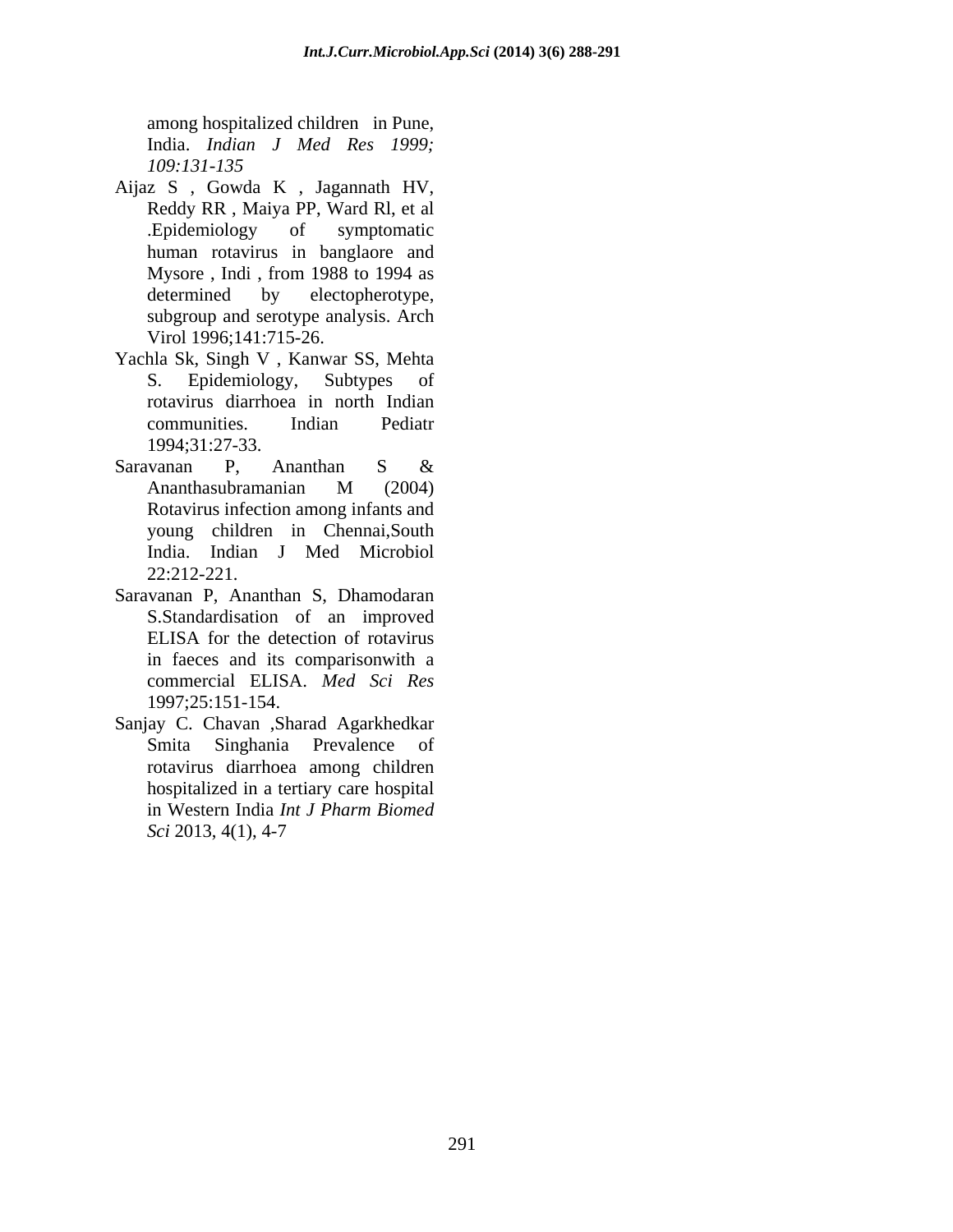among hospitalized children in Pune, India. *Indian J Med Res 1999; 109:131-135*

Aijaz S , Gowda K , Jagannath HV, Reddy RR , Maiya PP, Ward Rl, et al .Epidemiology of symptomatic human rotavirus in banglaore and Mysore , Indi , from 1988 to 1994 as determined by electopherotype, subgroup and serotype analysis. Arch Virol 1996;141:715-26.

Yachla Sk, Singh V , Kanwar SS, Mehta S. Epidemiology, Subtypes of rotavirus diarrhoea in north Indian communities. Indian Pediatr 1994;31:27-33.

Saravanan P, Ananthan S & Ananthasubramanian M (2004) Rotavirus infection among infants and young children in Chennai,South India. Indian J Med Microbiol 22:212-221.

Saravanan P, Ananthan S, Dhamodaran S.Standardisation of an improved ELISA for the detection of rotavirus in faeces and its comparisonwith a commercial ELISA. *Med Sci Res* 1997;25:151-154.

Sanjay C. Chavan ,Sharad Agarkhedkar Smita Singhania Prevalence of rotavirus diarrhoea among children hospitalized in a tertiary care hospital in Western India *Int J Pharm Biomed Sci* 2013, 4(1), 4-7